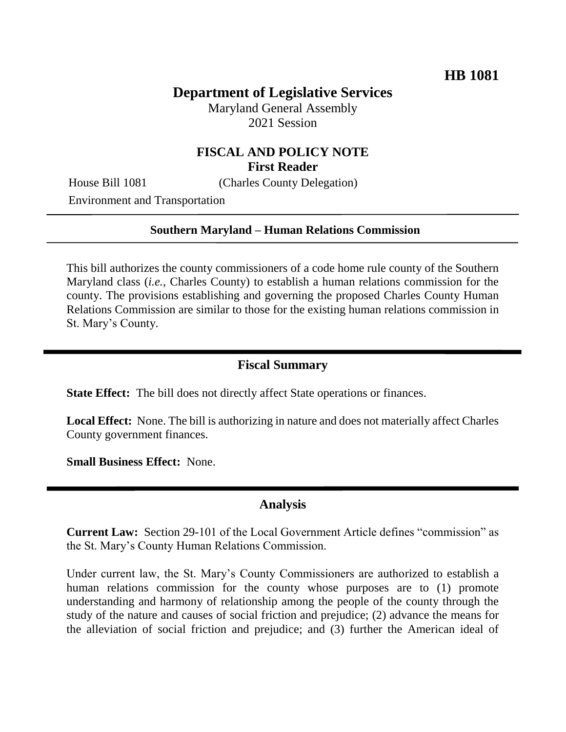**HB 1081**

# Department of Legislative Services

Maryland General Assembly
2021 Session

## FISCAL AND POLICY NOTE
### First Reader

House Bill 1081 (Charles County Delegation)

Environment and Transportation

**Southern Maryland – Human Relations Commission**

This bill authorizes the county commissioners of a code home rule county of the Southern Maryland class (*i.e.*, Charles County) to establish a human relations commission for the county. The provisions establishing and governing the proposed Charles County Human Relations Commission are similar to those for the existing human relations commission in St. Mary's County.

## Fiscal Summary

**State Effect:** The bill does not directly affect State operations or finances.

**Local Effect:** None. The bill is authorizing in nature and does not materially affect Charles County government finances.

**Small Business Effect:** None.

## Analysis

**Current Law:** Section 29-101 of the Local Government Article defines "commission" as the St. Mary's County Human Relations Commission.

Under current law, the St. Mary's County Commissioners are authorized to establish a human relations commission for the county whose purposes are to (1) promote understanding and harmony of relationship among the people of the county through the study of the nature and causes of social friction and prejudice; (2) advance the means for the alleviation of social friction and prejudice; and (3) further the American ideal of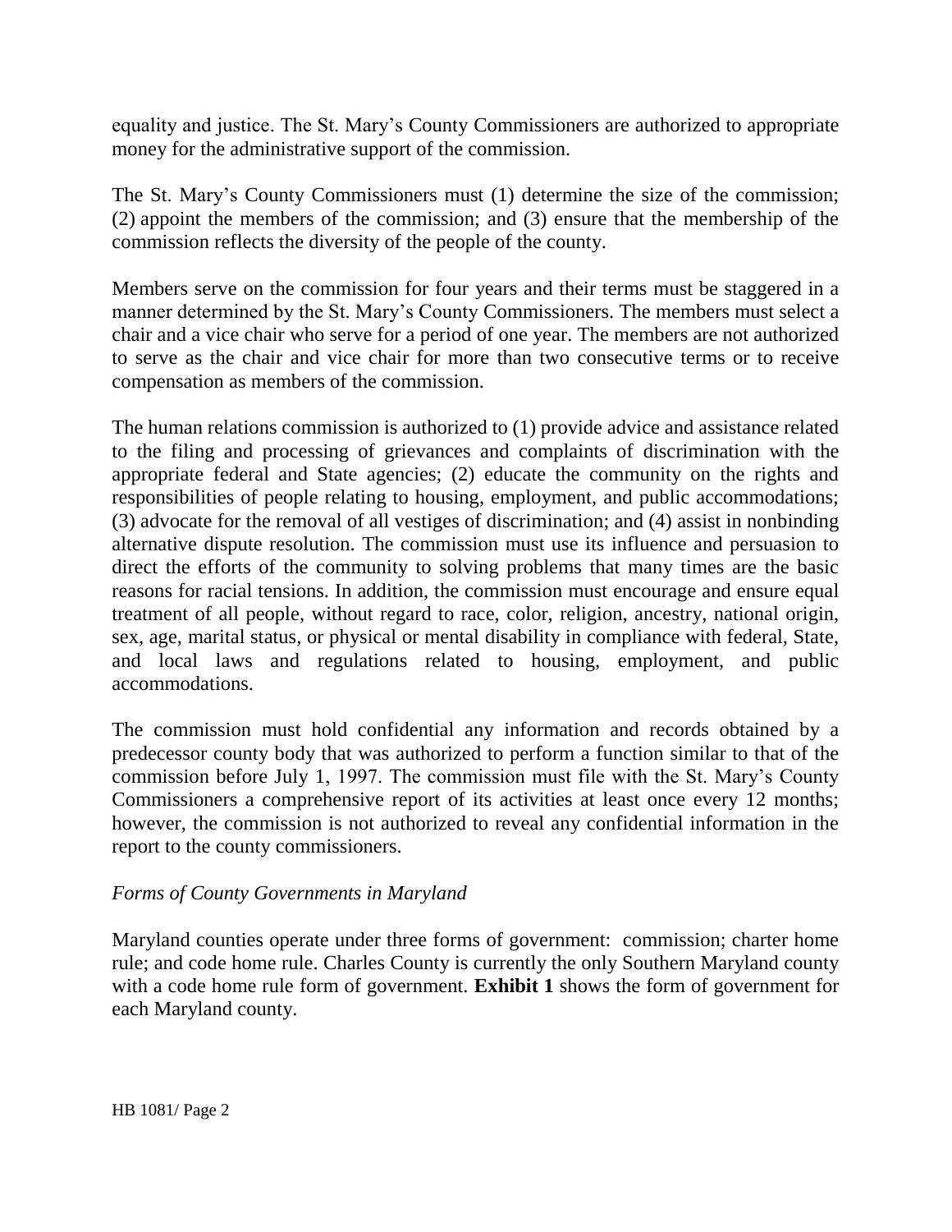equality and justice. The St. Mary's County Commissioners are authorized to appropriate money for the administrative support of the commission.

The St. Mary's County Commissioners must (1) determine the size of the commission; (2) appoint the members of the commission; and (3) ensure that the membership of the commission reflects the diversity of the people of the county.

Members serve on the commission for four years and their terms must be staggered in a manner determined by the St. Mary's County Commissioners. The members must select a chair and a vice chair who serve for a period of one year. The members are not authorized to serve as the chair and vice chair for more than two consecutive terms or to receive compensation as members of the commission.

The human relations commission is authorized to (1) provide advice and assistance related to the filing and processing of grievances and complaints of discrimination with the appropriate federal and State agencies; (2) educate the community on the rights and responsibilities of people relating to housing, employment, and public accommodations; (3) advocate for the removal of all vestiges of discrimination; and (4) assist in nonbinding alternative dispute resolution. The commission must use its influence and persuasion to direct the efforts of the community to solving problems that many times are the basic reasons for racial tensions. In addition, the commission must encourage and ensure equal treatment of all people, without regard to race, color, religion, ancestry, national origin, sex, age, marital status, or physical or mental disability in compliance with federal, State, and local laws and regulations related to housing, employment, and public accommodations.

The commission must hold confidential any information and records obtained by a predecessor county body that was authorized to perform a function similar to that of the commission before July 1, 1997. The commission must file with the St. Mary's County Commissioners a comprehensive report of its activities at least once every 12 months; however, the commission is not authorized to reveal any confidential information in the report to the county commissioners.

*Forms of County Governments in Maryland*

Maryland counties operate under three forms of government: commission; charter home rule; and code home rule. Charles County is currently the only Southern Maryland county with a code home rule form of government. **Exhibit 1** shows the form of government for each Maryland county.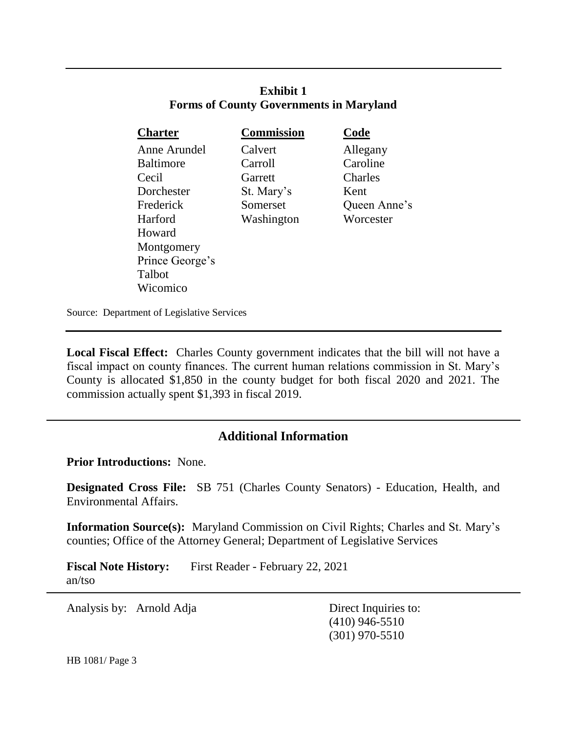**Exhibit 1**
**Forms of County Governments in Maryland**

| Charter | Commission | Code |
|---|---|---|
| Anne Arundel | Calvert | Allegany |
| Baltimore | Carroll | Caroline |
| Cecil | Garrett | Charles |
| Dorchester | St. Mary's | Kent |
| Frederick | Somerset | Queen Anne's |
| Harford | Washington | Worcester |
| Howard | | |
| Montgomery | | |
| Prince George's | | |
| Talbot | | |
| Wicomico | | |

Source: Department of Legislative Services

**Local Fiscal Effect:** Charles County government indicates that the bill will not have a fiscal impact on county finances. The current human relations commission in St. Mary's County is allocated $1,850 in the county budget for both fiscal 2020 and 2021. The commission actually spent $1,393 in fiscal 2019.

## Additional Information

**Prior Introductions:** None.

**Designated Cross File:** SB 751 (Charles County Senators) - Education, Health, and Environmental Affairs.

**Information Source(s):** Maryland Commission on Civil Rights; Charles and St. Mary's counties; Office of the Attorney General; Department of Legislative Services

**Fiscal Note History:** First Reader - February 22, 2021
an/tso

Analysis by: Arnold Adja

Direct Inquiries to:
(410) 946-5510
(301) 970-5510